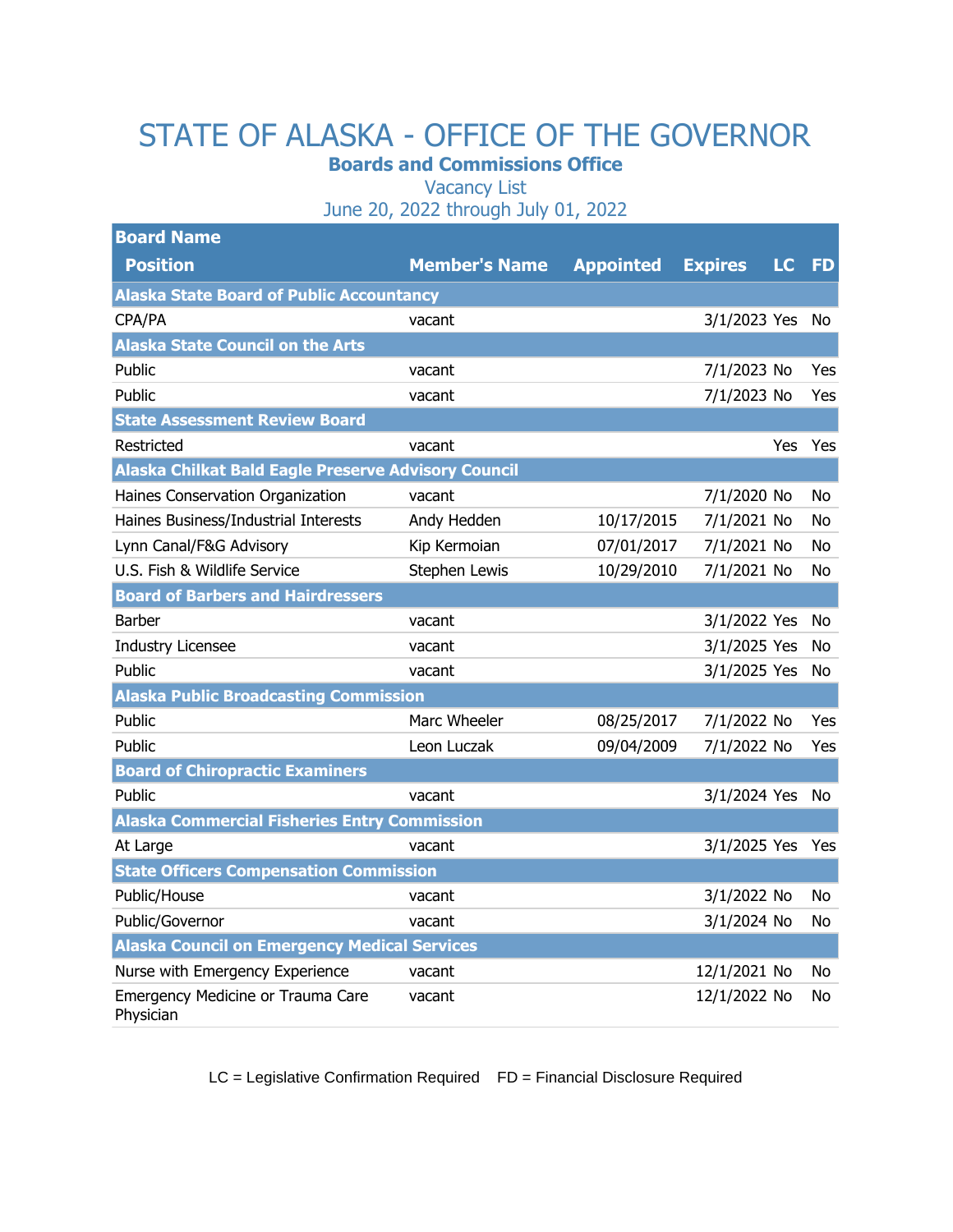# STATE OF ALASKA - OFFICE OF THE GOVERNOR

## Boards and Commissions Office

Vacancy List

June 20, 2022 through July 01, 2022

| Board Name / Position | Member's Name | Appointed | Expires | LC | FD |
|---|---|---|---|---|---|
| **Alaska State Board of Public Accountancy** | | | | | |
| CPA/PA | vacant | | 3/1/2023 | Yes | No |
| **Alaska State Council on the Arts** | | | | | |
| Public | vacant | | 7/1/2023 | No | Yes |
| Public | vacant | | 7/1/2023 | No | Yes |
| **State Assessment Review Board** | | | | | |
| Restricted | vacant | | | Yes | Yes |
| **Alaska Chilkat Bald Eagle Preserve Advisory Council** | | | | | |
| Haines Conservation Organization | vacant | | 7/1/2020 | No | No |
| Haines Business/Industrial Interests | Andy Hedden | 10/17/2015 | 7/1/2021 | No | No |
| Lynn Canal/F&G Advisory | Kip Kermoian | 07/01/2017 | 7/1/2021 | No | No |
| U.S. Fish & Wildlife Service | Stephen Lewis | 10/29/2010 | 7/1/2021 | No | No |
| **Board of Barbers and Hairdressers** | | | | | |
| Barber | vacant | | 3/1/2022 | Yes | No |
| Industry Licensee | vacant | | 3/1/2025 | Yes | No |
| Public | vacant | | 3/1/2025 | Yes | No |
| **Alaska Public Broadcasting Commission** | | | | | |
| Public | Marc Wheeler | 08/25/2017 | 7/1/2022 | No | Yes |
| Public | Leon Luczak | 09/04/2009 | 7/1/2022 | No | Yes |
| **Board of Chiropractic Examiners** | | | | | |
| Public | vacant | | 3/1/2024 | Yes | No |
| **Alaska Commercial Fisheries Entry Commission** | | | | | |
| At Large | vacant | | 3/1/2025 | Yes | Yes |
| **State Officers Compensation Commission** | | | | | |
| Public/House | vacant | | 3/1/2022 | No | No |
| Public/Governor | vacant | | 3/1/2024 | No | No |
| **Alaska Council on Emergency Medical Services** | | | | | |
| Nurse with Emergency Experience | vacant | | 12/1/2021 | No | No |
| Emergency Medicine or Trauma Care Physician | vacant | | 12/1/2022 | No | No |

LC = Legislative Confirmation Required FD = Financial Disclosure Required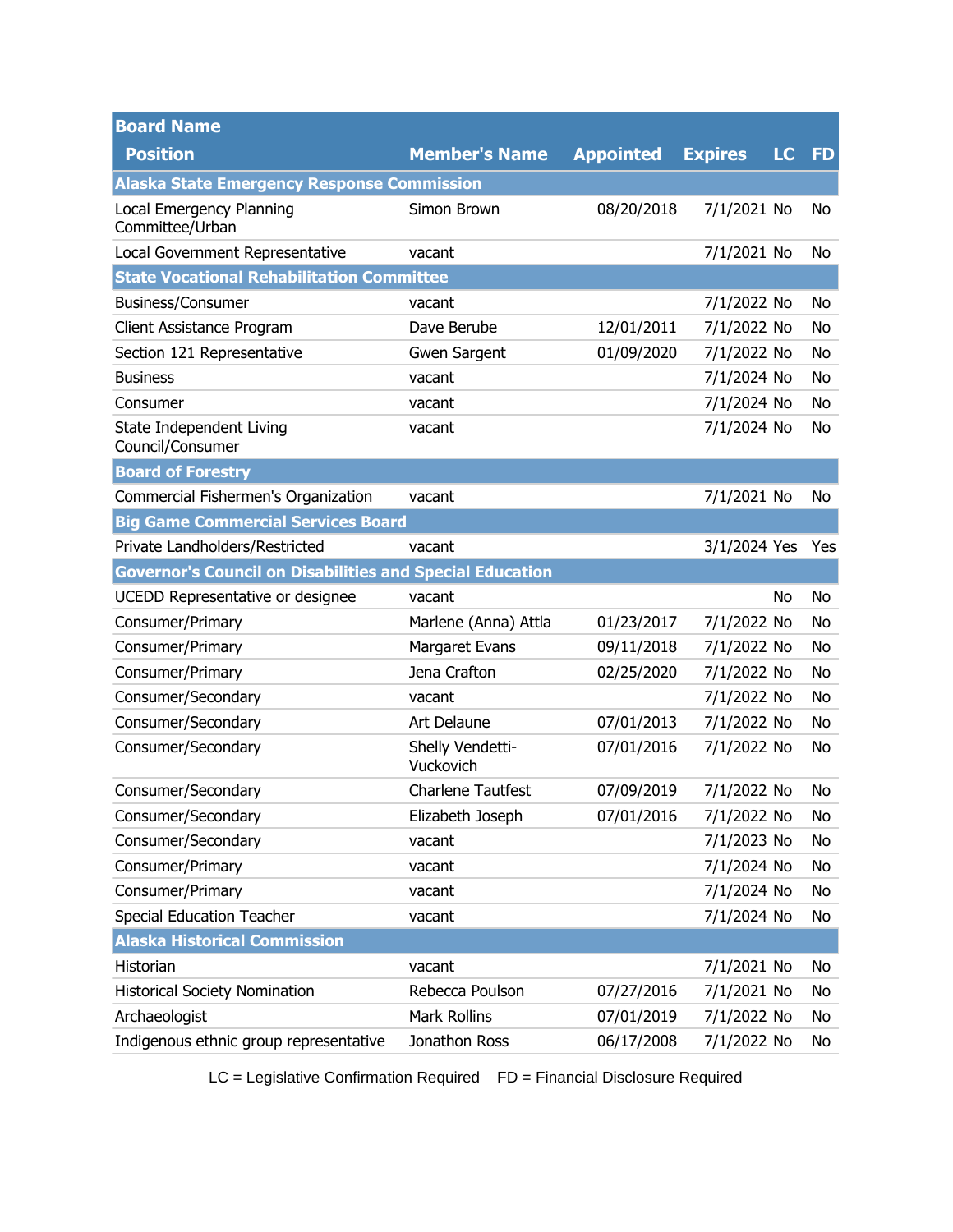| Board Name | | | | | |
|---|---|---|---|---|---|
| **Position** | **Member's Name** | **Appointed** | **Expires** | **LC** | **FD** |
| **Alaska State Emergency Response Commission** | | | | | |
| Local Emergency Planning Committee/Urban | Simon Brown | 08/20/2018 | 7/1/2021 | No | No |
| Local Government Representative | vacant | | 7/1/2021 | No | No |
| **State Vocational Rehabilitation Committee** | | | | | |
| Business/Consumer | vacant | | 7/1/2022 | No | No |
| Client Assistance Program | Dave Berube | 12/01/2011 | 7/1/2022 | No | No |
| Section 121 Representative | Gwen Sargent | 01/09/2020 | 7/1/2022 | No | No |
| Business | vacant | | 7/1/2024 | No | No |
| Consumer | vacant | | 7/1/2024 | No | No |
| State Independent Living Council/Consumer | vacant | | 7/1/2024 | No | No |
| **Board of Forestry** | | | | | |
| Commercial Fishermen's Organization | vacant | | 7/1/2021 | No | No |
| **Big Game Commercial Services Board** | | | | | |
| Private Landholders/Restricted | vacant | | 3/1/2024 | Yes | Yes |
| **Governor's Council on Disabilities and Special Education** | | | | | |
| UCEDD Representative or designee | vacant | | | No | No |
| Consumer/Primary | Marlene (Anna) Attla | 01/23/2017 | 7/1/2022 | No | No |
| Consumer/Primary | Margaret Evans | 09/11/2018 | 7/1/2022 | No | No |
| Consumer/Primary | Jena Crafton | 02/25/2020 | 7/1/2022 | No | No |
| Consumer/Secondary | vacant | | 7/1/2022 | No | No |
| Consumer/Secondary | Art Delaune | 07/01/2013 | 7/1/2022 | No | No |
| Consumer/Secondary | Shelly Vendetti-Vuckovich | 07/01/2016 | 7/1/2022 | No | No |
| Consumer/Secondary | Charlene Tautfest | 07/09/2019 | 7/1/2022 | No | No |
| Consumer/Secondary | Elizabeth Joseph | 07/01/2016 | 7/1/2022 | No | No |
| Consumer/Secondary | vacant | | 7/1/2023 | No | No |
| Consumer/Primary | vacant | | 7/1/2024 | No | No |
| Consumer/Primary | vacant | | 7/1/2024 | No | No |
| Special Education Teacher | vacant | | 7/1/2024 | No | No |
| **Alaska Historical Commission** | | | | | |
| Historian | vacant | | 7/1/2021 | No | No |
| Historical Society Nomination | Rebecca Poulson | 07/27/2016 | 7/1/2021 | No | No |
| Archaeologist | Mark Rollins | 07/01/2019 | 7/1/2022 | No | No |
| Indigenous ethnic group representative | Jonathon Ross | 06/17/2008 | 7/1/2022 | No | No |

LC = Legislative Confirmation Required FD = Financial Disclosure Required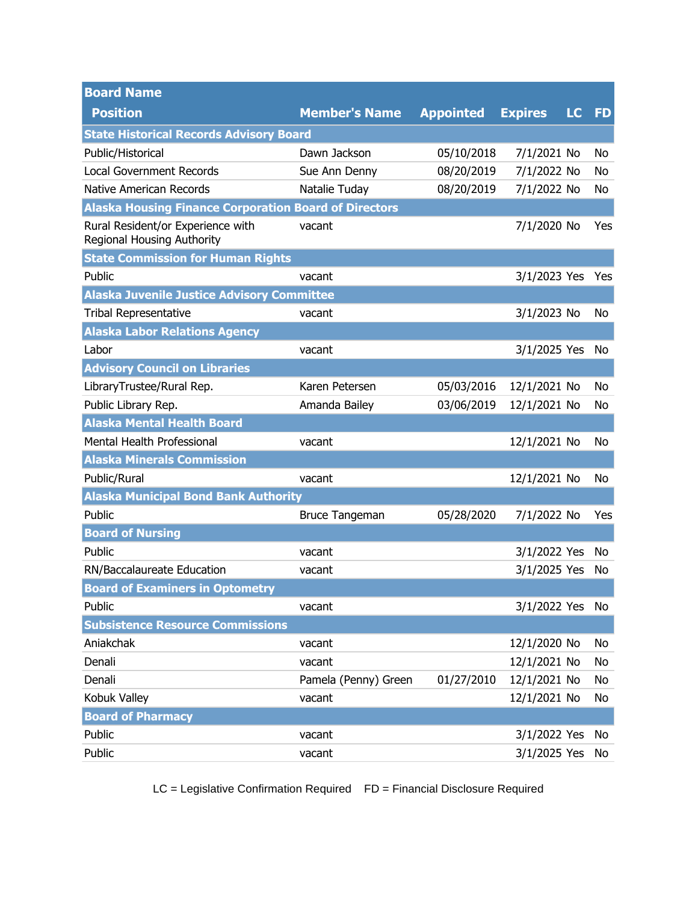| Board Name<br>Position | Member's Name | Appointed | Expires | LC | FD |
|---|---|---|---|---|---|
| **State Historical Records Advisory Board** | | | | | |
| Public/Historical | Dawn Jackson | 05/10/2018 | 7/1/2021 | No | No |
| Local Government Records | Sue Ann Denny | 08/20/2019 | 7/1/2022 | No | No |
| Native American Records | Natalie Tuday | 08/20/2019 | 7/1/2022 | No | No |
| **Alaska Housing Finance Corporation Board of Directors** | | | | | |
| Rural Resident/or Experience with Regional Housing Authority | vacant | | 7/1/2020 | No | Yes |
| **State Commission for Human Rights** | | | | | |
| Public | vacant | | 3/1/2023 | Yes | Yes |
| **Alaska Juvenile Justice Advisory Committee** | | | | | |
| Tribal Representative | vacant | | 3/1/2023 | No | No |
| **Alaska Labor Relations Agency** | | | | | |
| Labor | vacant | | 3/1/2025 | Yes | No |
| **Advisory Council on Libraries** | | | | | |
| LibraryTrustee/Rural Rep. | Karen Petersen | 05/03/2016 | 12/1/2021 | No | No |
| Public Library Rep. | Amanda Bailey | 03/06/2019 | 12/1/2021 | No | No |
| **Alaska Mental Health Board** | | | | | |
| Mental Health Professional | vacant | | 12/1/2021 | No | No |
| **Alaska Minerals Commission** | | | | | |
| Public/Rural | vacant | | 12/1/2021 | No | No |
| **Alaska Municipal Bond Bank Authority** | | | | | |
| Public | Bruce Tangeman | 05/28/2020 | 7/1/2022 | No | Yes |
| **Board of Nursing** | | | | | |
| Public | vacant | | 3/1/2022 | Yes | No |
| RN/Baccalaureate Education | vacant | | 3/1/2025 | Yes | No |
| **Board of Examiners in Optometry** | | | | | |
| Public | vacant | | 3/1/2022 | Yes | No |
| **Subsistence Resource Commissions** | | | | | |
| Aniakchak | vacant | | 12/1/2020 | No | No |
| Denali | vacant | | 12/1/2021 | No | No |
| Denali | Pamela (Penny) Green | 01/27/2010 | 12/1/2021 | No | No |
| Kobuk Valley | vacant | | 12/1/2021 | No | No |
| **Board of Pharmacy** | | | | | |
| Public | vacant | | 3/1/2022 | Yes | No |
| Public | vacant | | 3/1/2025 | Yes | No |

LC = Legislative Confirmation Required FD = Financial Disclosure Required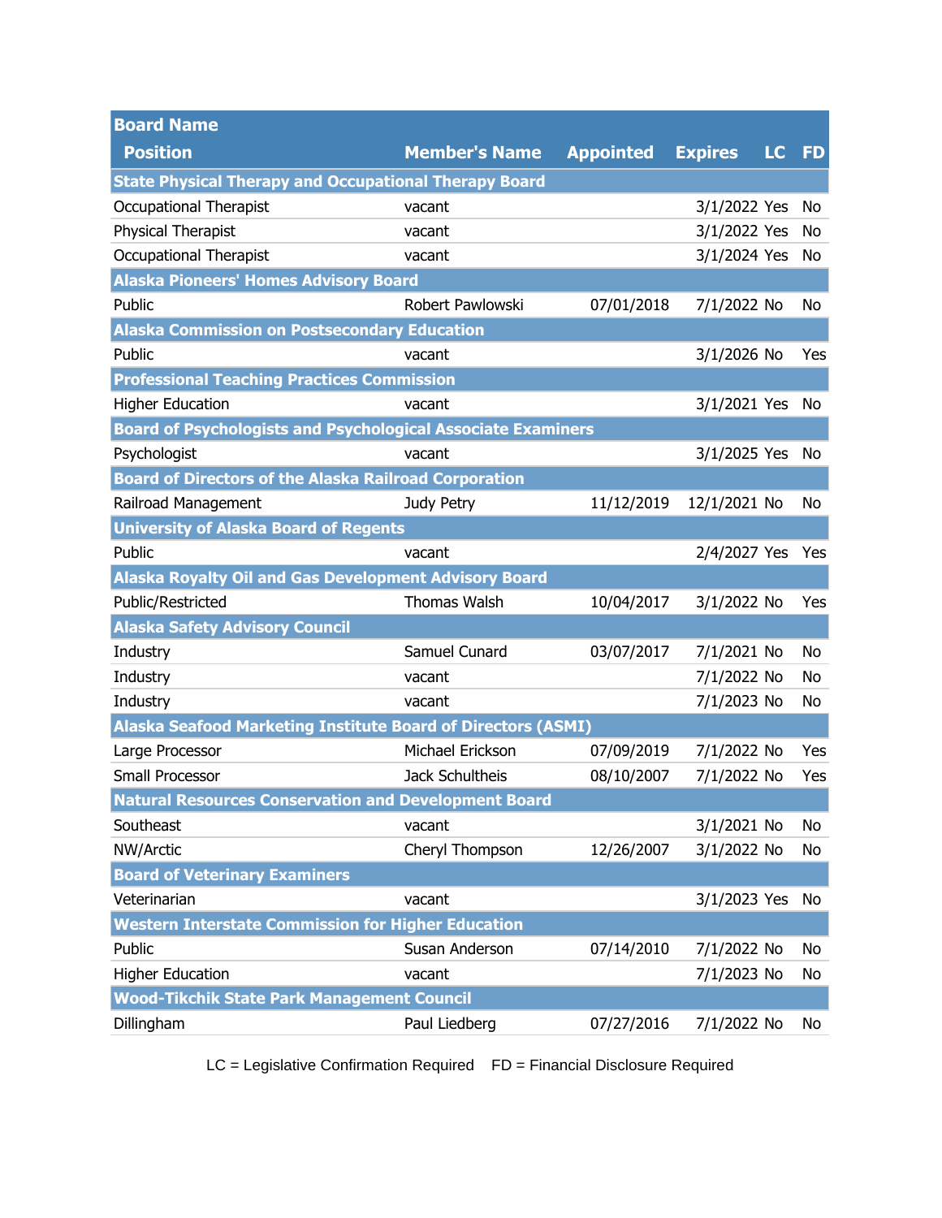| Board Name<br>Position | Member's Name | Appointed | Expires | LC | FD |
|---|---|---|---|---|---|
| **State Physical Therapy and Occupational Therapy Board** | | | | | |
| Occupational Therapist | vacant | | 3/1/2022 | Yes | No |
| Physical Therapist | vacant | | 3/1/2022 | Yes | No |
| Occupational Therapist | vacant | | 3/1/2024 | Yes | No |
| **Alaska Pioneers' Homes Advisory Board** | | | | | |
| Public | Robert Pawlowski | 07/01/2018 | 7/1/2022 | No | No |
| **Alaska Commission on Postsecondary Education** | | | | | |
| Public | vacant | | 3/1/2026 | No | Yes |
| **Professional Teaching Practices Commission** | | | | | |
| Higher Education | vacant | | 3/1/2021 | Yes | No |
| **Board of Psychologists and Psychological Associate Examiners** | | | | | |
| Psychologist | vacant | | 3/1/2025 | Yes | No |
| **Board of Directors of the Alaska Railroad Corporation** | | | | | |
| Railroad Management | Judy Petry | 11/12/2019 | 12/1/2021 | No | No |
| **University of Alaska Board of Regents** | | | | | |
| Public | vacant | | 2/4/2027 | Yes | Yes |
| **Alaska Royalty Oil and Gas Development Advisory Board** | | | | | |
| Public/Restricted | Thomas Walsh | 10/04/2017 | 3/1/2022 | No | Yes |
| **Alaska Safety Advisory Council** | | | | | |
| Industry | Samuel Cunard | 03/07/2017 | 7/1/2021 | No | No |
| Industry | vacant | | 7/1/2022 | No | No |
| Industry | vacant | | 7/1/2023 | No | No |
| **Alaska Seafood Marketing Institute Board of Directors (ASMI)** | | | | | |
| Large Processor | Michael Erickson | 07/09/2019 | 7/1/2022 | No | Yes |
| Small Processor | Jack Schultheis | 08/10/2007 | 7/1/2022 | No | Yes |
| **Natural Resources Conservation and Development Board** | | | | | |
| Southeast | vacant | | 3/1/2021 | No | No |
| NW/Arctic | Cheryl Thompson | 12/26/2007 | 3/1/2022 | No | No |
| **Board of Veterinary Examiners** | | | | | |
| Veterinarian | vacant | | 3/1/2023 | Yes | No |
| **Western Interstate Commission for Higher Education** | | | | | |
| Public | Susan Anderson | 07/14/2010 | 7/1/2022 | No | No |
| Higher Education | vacant | | 7/1/2023 | No | No |
| **Wood-Tikchik State Park Management Council** | | | | | |
| Dillingham | Paul Liedberg | 07/27/2016 | 7/1/2022 | No | No |

LC = Legislative Confirmation Required FD = Financial Disclosure Required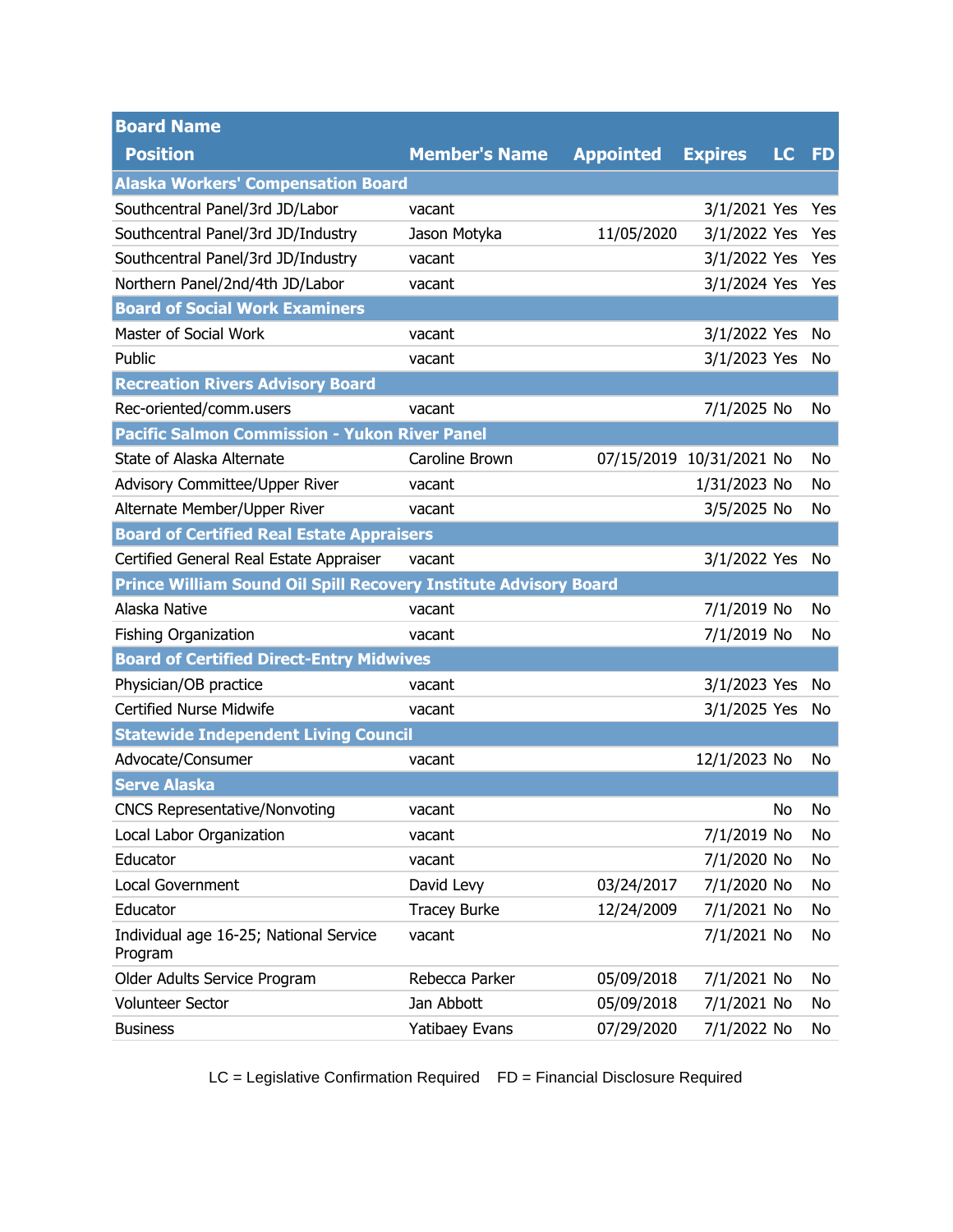| Board Name<br>Position | Member's Name | Appointed | Expires | LC | FD |
|---|---|---|---|---|---|
| **Alaska Workers' Compensation Board** | | | | | |
| Southcentral Panel/3rd JD/Labor | vacant | | 3/1/2021 | Yes | Yes |
| Southcentral Panel/3rd JD/Industry | Jason Motyka | 11/05/2020 | 3/1/2022 | Yes | Yes |
| Southcentral Panel/3rd JD/Industry | vacant | | 3/1/2022 | Yes | Yes |
| Northern Panel/2nd/4th JD/Labor | vacant | | 3/1/2024 | Yes | Yes |
| **Board of Social Work Examiners** | | | | | |
| Master of Social Work | vacant | | 3/1/2022 | Yes | No |
| Public | vacant | | 3/1/2023 | Yes | No |
| **Recreation Rivers Advisory Board** | | | | | |
| Rec-oriented/comm.users | vacant | | 7/1/2025 | No | No |
| **Pacific Salmon Commission - Yukon River Panel** | | | | | |
| State of Alaska Alternate | Caroline Brown | 07/15/2019 | 10/31/2021 | No | No |
| Advisory Committee/Upper River | vacant | | 1/31/2023 | No | No |
| Alternate Member/Upper River | vacant | | 3/5/2025 | No | No |
| **Board of Certified Real Estate Appraisers** | | | | | |
| Certified General Real Estate Appraiser | vacant | | 3/1/2022 | Yes | No |
| **Prince William Sound Oil Spill Recovery Institute Advisory Board** | | | | | |
| Alaska Native | vacant | | 7/1/2019 | No | No |
| Fishing Organization | vacant | | 7/1/2019 | No | No |
| **Board of Certified Direct-Entry Midwives** | | | | | |
| Physician/OB practice | vacant | | 3/1/2023 | Yes | No |
| Certified Nurse Midwife | vacant | | 3/1/2025 | Yes | No |
| **Statewide Independent Living Council** | | | | | |
| Advocate/Consumer | vacant | | 12/1/2023 | No | No |
| **Serve Alaska** | | | | | |
| CNCS Representative/Nonvoting | vacant | | | No | No |
| Local Labor Organization | vacant | | 7/1/2019 | No | No |
| Educator | vacant | | 7/1/2020 | No | No |
| Local Government | David Levy | 03/24/2017 | 7/1/2020 | No | No |
| Educator | Tracey Burke | 12/24/2009 | 7/1/2021 | No | No |
| Individual age 16-25; National Service Program | vacant | | 7/1/2021 | No | No |
| Older Adults Service Program | Rebecca Parker | 05/09/2018 | 7/1/2021 | No | No |
| Volunteer Sector | Jan Abbott | 05/09/2018 | 7/1/2021 | No | No |
| Business | Yatibaey Evans | 07/29/2020 | 7/1/2022 | No | No |

LC = Legislative Confirmation Required FD = Financial Disclosure Required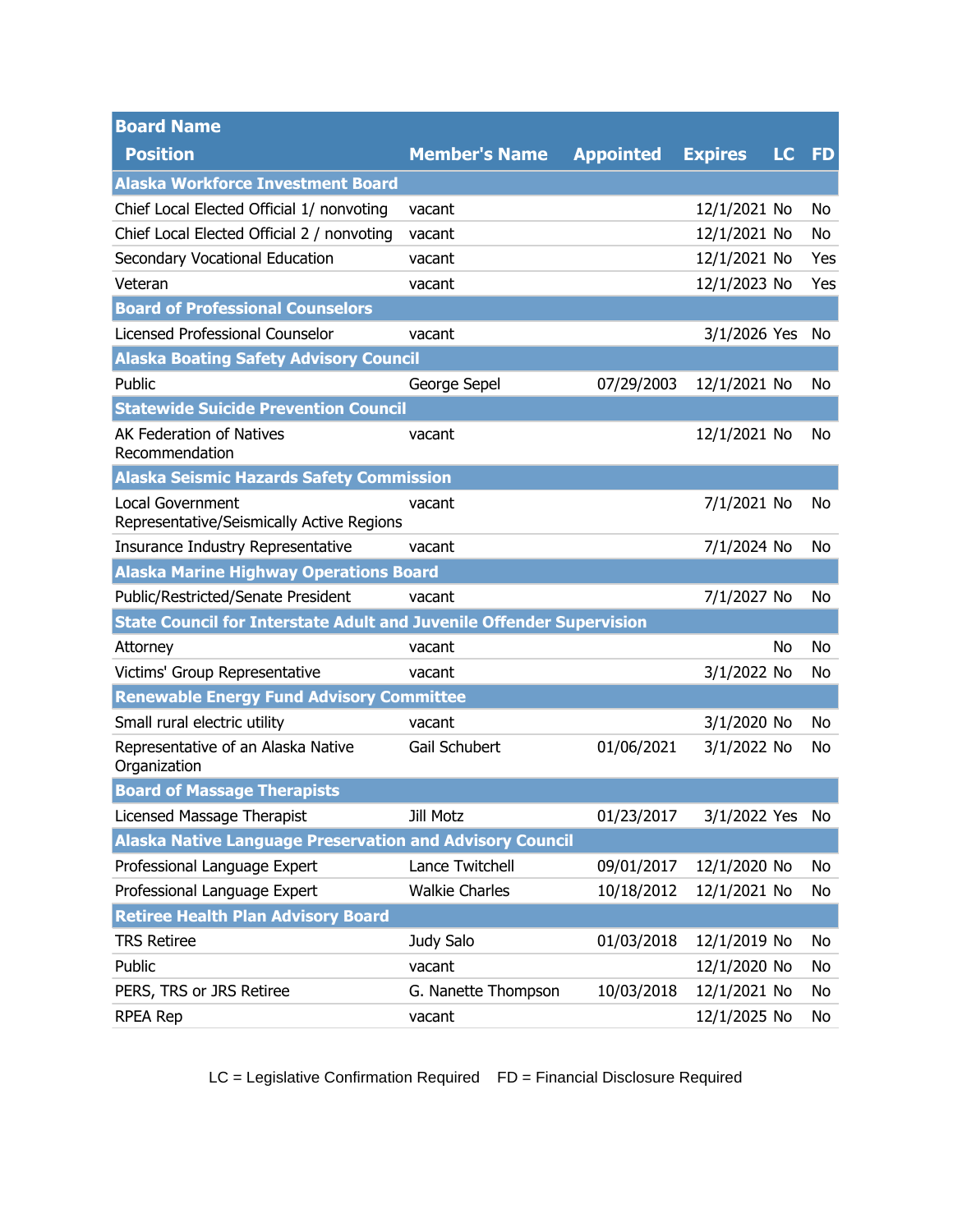| Board Name | | | | | |
|---|---|---|---|---|---|
| **Position** | **Member's Name** | **Appointed** | **Expires** | **LC** | **FD** |
| **Alaska Workforce Investment Board** | | | | | |
| Chief Local Elected Official 1/ nonvoting | vacant | | 12/1/2021 | No | No |
| Chief Local Elected Official 2 / nonvoting | vacant | | 12/1/2021 | No | No |
| Secondary Vocational Education | vacant | | 12/1/2021 | No | Yes |
| Veteran | vacant | | 12/1/2023 | No | Yes |
| **Board of Professional Counselors** | | | | | |
| Licensed Professional Counselor | vacant | | 3/1/2026 | Yes | No |
| **Alaska Boating Safety Advisory Council** | | | | | |
| Public | George Sepel | 07/29/2003 | 12/1/2021 | No | No |
| **Statewide Suicide Prevention Council** | | | | | |
| AK Federation of Natives Recommendation | vacant | | 12/1/2021 | No | No |
| **Alaska Seismic Hazards Safety Commission** | | | | | |
| Local Government Representative/Seismically Active Regions | vacant | | 7/1/2021 | No | No |
| Insurance Industry Representative | vacant | | 7/1/2024 | No | No |
| **Alaska Marine Highway Operations Board** | | | | | |
| Public/Restricted/Senate President | vacant | | 7/1/2027 | No | No |
| **State Council for Interstate Adult and Juvenile Offender Supervision** | | | | | |
| Attorney | vacant | | | No | No |
| Victims' Group Representative | vacant | | 3/1/2022 | No | No |
| **Renewable Energy Fund Advisory Committee** | | | | | |
| Small rural electric utility | vacant | | 3/1/2020 | No | No |
| Representative of an Alaska Native Organization | Gail Schubert | 01/06/2021 | 3/1/2022 | No | No |
| **Board of Massage Therapists** | | | | | |
| Licensed Massage Therapist | Jill Motz | 01/23/2017 | 3/1/2022 | Yes | No |
| **Alaska Native Language Preservation and Advisory Council** | | | | | |
| Professional Language Expert | Lance Twitchell | 09/01/2017 | 12/1/2020 | No | No |
| Professional Language Expert | Walkie Charles | 10/18/2012 | 12/1/2021 | No | No |
| **Retiree Health Plan Advisory Board** | | | | | |
| TRS Retiree | Judy Salo | 01/03/2018 | 12/1/2019 | No | No |
| Public | vacant | | 12/1/2020 | No | No |
| PERS, TRS or JRS Retiree | G. Nanette Thompson | 10/03/2018 | 12/1/2021 | No | No |
| RPEA Rep | vacant | | 12/1/2025 | No | No |

LC = Legislative Confirmation Required FD = Financial Disclosure Required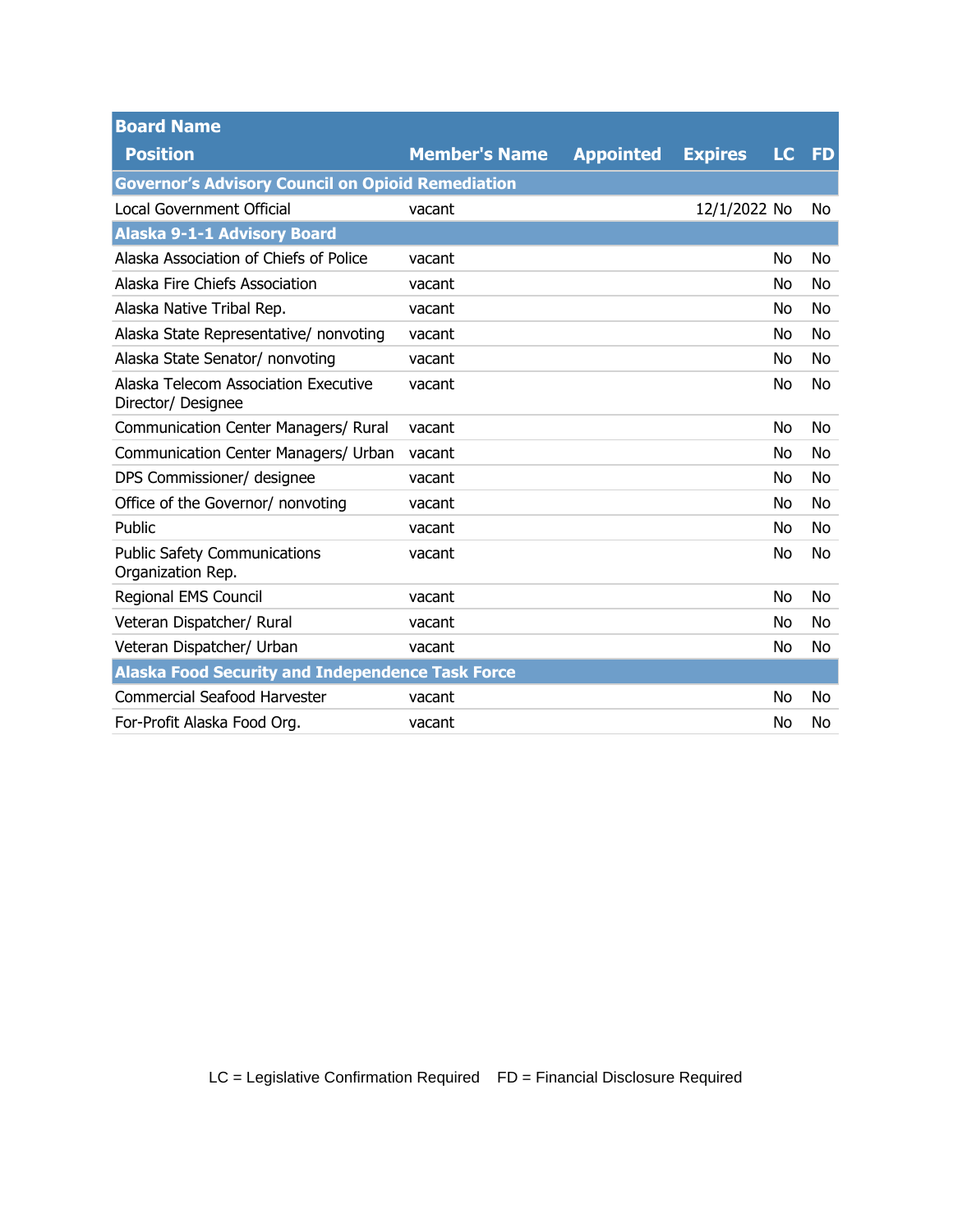| Board Name<br>Position | Member's Name | Appointed | Expires | LC | FD |
|---|---|---|---|---|---|
| **Governor's Advisory Council on Opioid Remediation** | | | | | |
| Local Government Official | vacant | | 12/1/2022 | No | No |
| **Alaska 9-1-1 Advisory Board** | | | | | |
| Alaska Association of Chiefs of Police | vacant | | | No | No |
| Alaska Fire Chiefs Association | vacant | | | No | No |
| Alaska Native Tribal Rep. | vacant | | | No | No |
| Alaska State Representative/ nonvoting | vacant | | | No | No |
| Alaska State Senator/ nonvoting | vacant | | | No | No |
| Alaska Telecom Association Executive Director/ Designee | vacant | | | No | No |
| Communication Center Managers/ Rural | vacant | | | No | No |
| Communication Center Managers/ Urban | vacant | | | No | No |
| DPS Commissioner/ designee | vacant | | | No | No |
| Office of the Governor/ nonvoting | vacant | | | No | No |
| Public | vacant | | | No | No |
| Public Safety Communications Organization Rep. | vacant | | | No | No |
| Regional EMS Council | vacant | | | No | No |
| Veteran Dispatcher/ Rural | vacant | | | No | No |
| Veteran Dispatcher/ Urban | vacant | | | No | No |
| **Alaska Food Security and Independence Task Force** | | | | | |
| Commercial Seafood Harvester | vacant | | | No | No |
| For-Profit Alaska Food Org. | vacant | | | No | No |

LC = Legislative Confirmation Required FD = Financial Disclosure Required